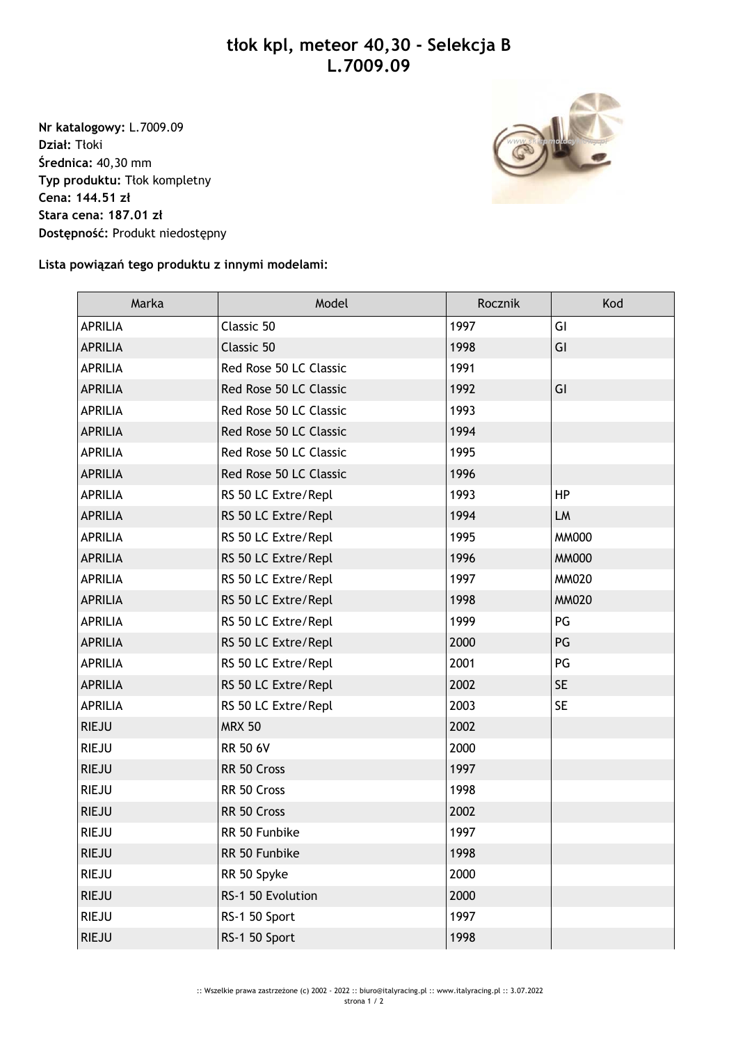# tłok kpl, meteor 40,30 - Selekcja B
# L.7009.09

**Nr katalogowy:** L.7009.09
**Dział:** Tłoki
**Średnica:** 40,30 mm
**Typ produktu:** Tłok kompletny
**Cena: 144.51 zł**
**Stara cena: 187.01 zł**
**Dostępność:** Produkt niedostępny

**Lista powiązań tego produktu z innymi modelami:**

| Marka | Model | Rocznik | Kod |
|---|---|---|---|
| APRILIA | Classic 50 | 1997 | GI |
| APRILIA | Classic 50 | 1998 | GI |
| APRILIA | Red Rose 50 LC Classic | 1991 | |
| APRILIA | Red Rose 50 LC Classic | 1992 | GI |
| APRILIA | Red Rose 50 LC Classic | 1993 | |
| APRILIA | Red Rose 50 LC Classic | 1994 | |
| APRILIA | Red Rose 50 LC Classic | 1995 | |
| APRILIA | Red Rose 50 LC Classic | 1996 | |
| APRILIA | RS 50 LC Extre/Repl | 1993 | HP |
| APRILIA | RS 50 LC Extre/Repl | 1994 | LM |
| APRILIA | RS 50 LC Extre/Repl | 1995 | MM000 |
| APRILIA | RS 50 LC Extre/Repl | 1996 | MM000 |
| APRILIA | RS 50 LC Extre/Repl | 1997 | MM020 |
| APRILIA | RS 50 LC Extre/Repl | 1998 | MM020 |
| APRILIA | RS 50 LC Extre/Repl | 1999 | PG |
| APRILIA | RS 50 LC Extre/Repl | 2000 | PG |
| APRILIA | RS 50 LC Extre/Repl | 2001 | PG |
| APRILIA | RS 50 LC Extre/Repl | 2002 | SE |
| APRILIA | RS 50 LC Extre/Repl | 2003 | SE |
| RIEJU | MRX 50 | 2002 | |
| RIEJU | RR 50 6V | 2000 | |
| RIEJU | RR 50 Cross | 1997 | |
| RIEJU | RR 50 Cross | 1998 | |
| RIEJU | RR 50 Cross | 2002 | |
| RIEJU | RR 50 Funbike | 1997 | |
| RIEJU | RR 50 Funbike | 1998 | |
| RIEJU | RR 50 Spyke | 2000 | |
| RIEJU | RS-1 50 Evolution | 2000 | |
| RIEJU | RS-1 50 Sport | 1997 | |
| RIEJU | RS-1 50 Sport | 1998 | |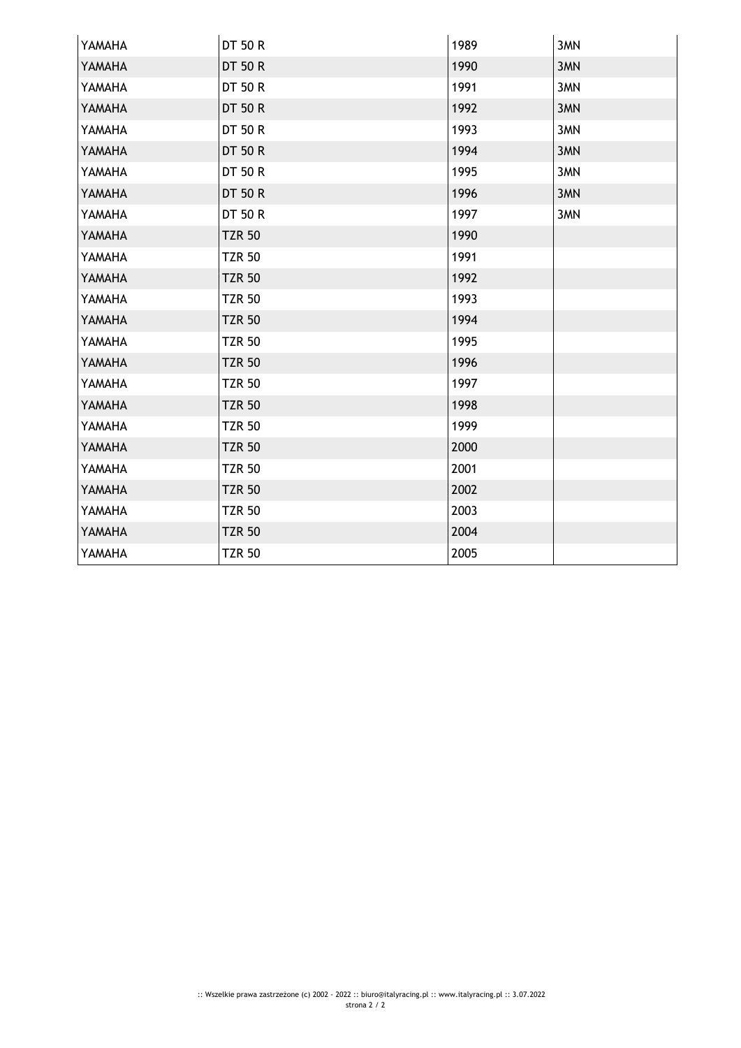| | | | |
|---|---|---|---|
| YAMAHA | DT 50 R | 1989 | 3MN |
| YAMAHA | DT 50 R | 1990 | 3MN |
| YAMAHA | DT 50 R | 1991 | 3MN |
| YAMAHA | DT 50 R | 1992 | 3MN |
| YAMAHA | DT 50 R | 1993 | 3MN |
| YAMAHA | DT 50 R | 1994 | 3MN |
| YAMAHA | DT 50 R | 1995 | 3MN |
| YAMAHA | DT 50 R | 1996 | 3MN |
| YAMAHA | DT 50 R | 1997 | 3MN |
| YAMAHA | TZR 50 | 1990 | |
| YAMAHA | TZR 50 | 1991 | |
| YAMAHA | TZR 50 | 1992 | |
| YAMAHA | TZR 50 | 1993 | |
| YAMAHA | TZR 50 | 1994 | |
| YAMAHA | TZR 50 | 1995 | |
| YAMAHA | TZR 50 | 1996 | |
| YAMAHA | TZR 50 | 1997 | |
| YAMAHA | TZR 50 | 1998 | |
| YAMAHA | TZR 50 | 1999 | |
| YAMAHA | TZR 50 | 2000 | |
| YAMAHA | TZR 50 | 2001 | |
| YAMAHA | TZR 50 | 2002 | |
| YAMAHA | TZR 50 | 2003 | |
| YAMAHA | TZR 50 | 2004 | |
| YAMAHA | TZR 50 | 2005 | |

:: Wszelkie prawa zastrzeżone (c) 2002 - 2022 :: biuro@italyracing.pl :: www.italyracing.pl :: 3.07.2022